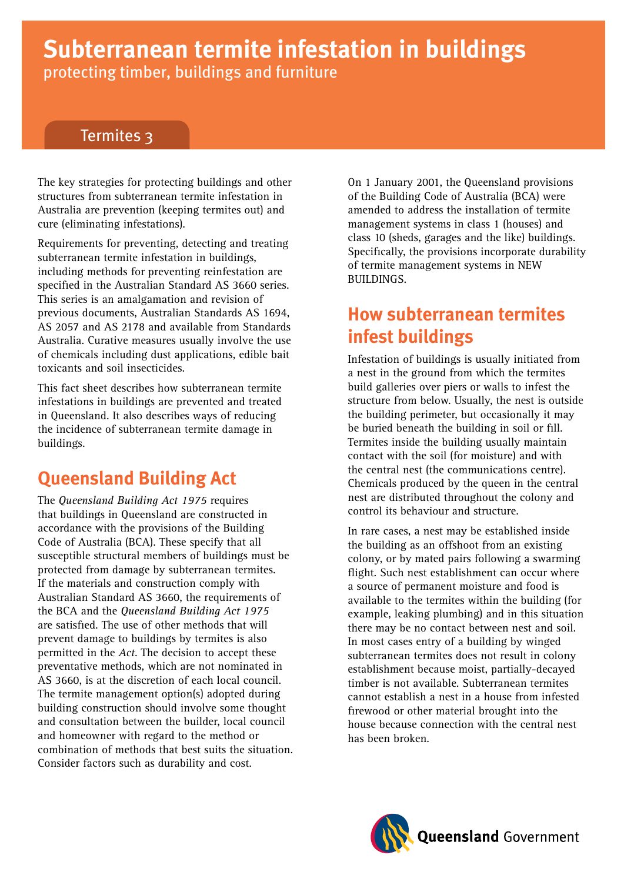# Subterranean termite infestation in buildings

protecting timber, buildings and furniture

Termites 3

The key strategies for protecting buildings and other structures from subterranean termite infestation in Australia are prevention (keeping termites out) and cure (eliminating infestations).

Requirements for preventing, detecting and treating subterranean termite infestation in buildings, including methods for preventing reinfestation are specified in the Australian Standard AS 3660 series. This series is an amalgamation and revision of previous documents, Australian Standards AS 1694, AS 2057 and AS 2178 and available from Standards Australia. Curative measures usually involve the use of chemicals including dust applications, edible bait toxicants and soil insecticides.

This fact sheet describes how subterranean termite infestations in buildings are prevented and treated in Queensland. It also describes ways of reducing the incidence of subterranean termite damage in buildings.

## Queensland Building Act

The *Queensland Building Act 1975* requires that buildings in Queensland are constructed in accordance with the provisions of the Building Code of Australia (BCA). These specify that all susceptible structural members of buildings must be protected from damage by subterranean termites. If the materials and construction comply with Australian Standard AS 3660, the requirements of the BCA and the *Queensland Building Act 1975* are satisfied. The use of other methods that will prevent damage to buildings by termites is also permitted in the *Act*. The decision to accept these preventative methods, which are not nominated in AS 3660, is at the discretion of each local council. The termite management option(s) adopted during building construction should involve some thought and consultation between the builder, local council and homeowner with regard to the method or combination of methods that best suits the situation. Consider factors such as durability and cost.

On 1 January 2001, the Queensland provisions of the Building Code of Australia (BCA) were amended to address the installation of termite management systems in class 1 (houses) and class 10 (sheds, garages and the like) buildings. Specifically, the provisions incorporate durability of termite management systems in NEW BUILDINGS.

## How subterranean termites infest buildings

Infestation of buildings is usually initiated from a nest in the ground from which the termites build galleries over piers or walls to infest the structure from below. Usually, the nest is outside the building perimeter, but occasionally it may be buried beneath the building in soil or fill. Termites inside the building usually maintain contact with the soil (for moisture) and with the central nest (the communications centre). Chemicals produced by the queen in the central nest are distributed throughout the colony and control its behaviour and structure.

In rare cases, a nest may be established inside the building as an offshoot from an existing colony, or by mated pairs following a swarming flight. Such nest establishment can occur where a source of permanent moisture and food is available to the termites within the building (for example, leaking plumbing) and in this situation there may be no contact between nest and soil. In most cases entry of a building by winged subterranean termites does not result in colony establishment because moist, partially-decayed timber is not available. Subterranean termites cannot establish a nest in a house from infested firewood or other material brought into the house because connection with the central nest has been broken.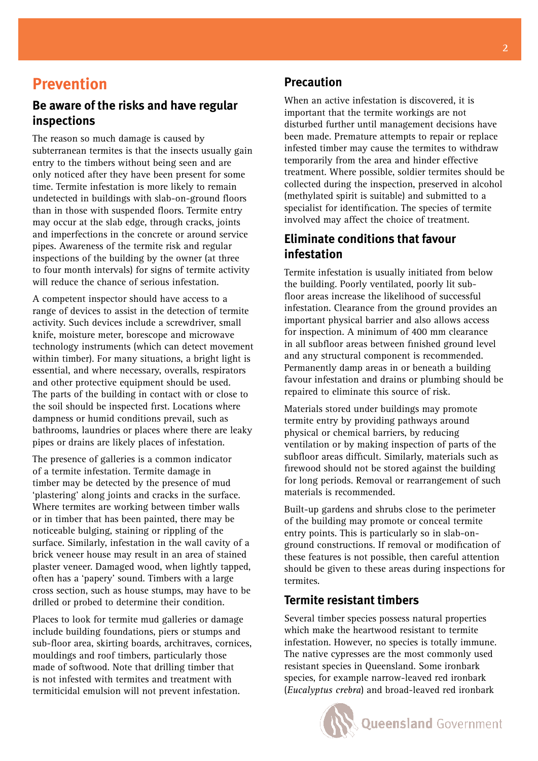# Prevention

## Be aware of the risks and have regular inspections

The reason so much damage is caused by subterranean termites is that the insects usually gain entry to the timbers without being seen and are only noticed after they have been present for some time. Termite infestation is more likely to remain undetected in buildings with slab-on-ground floors than in those with suspended floors. Termite entry may occur at the slab edge, through cracks, joints and imperfections in the concrete or around service pipes. Awareness of the termite risk and regular inspections of the building by the owner (at three to four month intervals) for signs of termite activity will reduce the chance of serious infestation.

A competent inspector should have access to a range of devices to assist in the detection of termite activity. Such devices include a screwdriver, small knife, moisture meter, borescope and microwave technology instruments (which can detect movement within timber). For many situations, a bright light is essential, and where necessary, overalls, respirators and other protective equipment should be used. The parts of the building in contact with or close to the soil should be inspected first. Locations where dampness or humid conditions prevail, such as bathrooms, laundries or places where there are leaky pipes or drains are likely places of infestation.

The presence of galleries is a common indicator of a termite infestation. Termite damage in timber may be detected by the presence of mud 'plastering' along joints and cracks in the surface. Where termites are working between timber walls or in timber that has been painted, there may be noticeable bulging, staining or rippling of the surface. Similarly, infestation in the wall cavity of a brick veneer house may result in an area of stained plaster veneer. Damaged wood, when lightly tapped, often has a 'papery' sound. Timbers with a large cross section, such as house stumps, may have to be drilled or probed to determine their condition.

Places to look for termite mud galleries or damage include building foundations, piers or stumps and sub-floor area, skirting boards, architraves, cornices, mouldings and roof timbers, particularly those made of softwood. Note that drilling timber that is not infested with termites and treatment with termiticidal emulsion will not prevent infestation.

## Precaution

When an active infestation is discovered, it is important that the termite workings are not disturbed further until management decisions have been made. Premature attempts to repair or replace infested timber may cause the termites to withdraw temporarily from the area and hinder effective treatment. Where possible, soldier termites should be collected during the inspection, preserved in alcohol (methylated spirit is suitable) and submitted to a specialist for identification. The species of termite involved may affect the choice of treatment.

## Eliminate conditions that favour infestation

Termite infestation is usually initiated from below the building. Poorly ventilated, poorly lit sub-floor areas increase the likelihood of successful infestation. Clearance from the ground provides an important physical barrier and also allows access for inspection. A minimum of 400 mm clearance in all subfloor areas between finished ground level and any structural component is recommended. Permanently damp areas in or beneath a building favour infestation and drains or plumbing should be repaired to eliminate this source of risk.

Materials stored under buildings may promote termite entry by providing pathways around physical or chemical barriers, by reducing ventilation or by making inspection of parts of the subfloor areas difficult. Similarly, materials such as firewood should not be stored against the building for long periods. Removal or rearrangement of such materials is recommended.

Built-up gardens and shrubs close to the perimeter of the building may promote or conceal termite entry points. This is particularly so in slab-on-ground constructions. If removal or modification of these features is not possible, then careful attention should be given to these areas during inspections for termites.

## Termite resistant timbers

Several timber species possess natural properties which make the heartwood resistant to termite infestation. However, no species is totally immune. The native cypresses are the most commonly used resistant species in Queensland. Some ironbark species, for example narrow-leaved red ironbark (*Eucalyptus crebra*) and broad-leaved red ironbark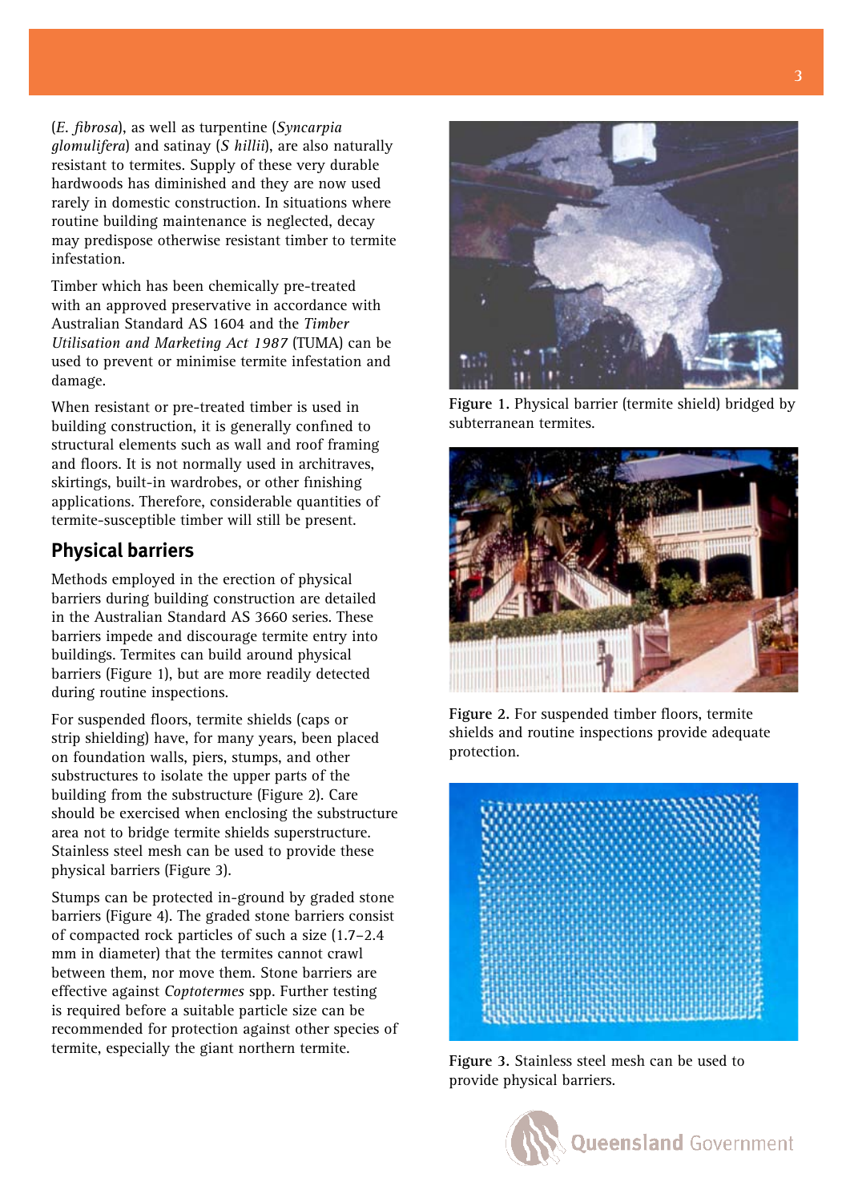(*E. fibrosa*), as well as turpentine (*Syncarpia glomulifera*) and satinay (*S hillii*), are also naturally resistant to termites. Supply of these very durable hardwoods has diminished and they are now used rarely in domestic construction. In situations where routine building maintenance is neglected, decay may predispose otherwise resistant timber to termite infestation.

Timber which has been chemically pre-treated with an approved preservative in accordance with Australian Standard AS 1604 and the *Timber Utilisation and Marketing Act 1987* (TUMA) can be used to prevent or minimise termite infestation and damage.

When resistant or pre-treated timber is used in building construction, it is generally confined to structural elements such as wall and roof framing and floors. It is not normally used in architraves, skirtings, built-in wardrobes, or other finishing applications. Therefore, considerable quantities of termite-susceptible timber will still be present.

## Physical barriers

Methods employed in the erection of physical barriers during building construction are detailed in the Australian Standard AS 3660 series. These barriers impede and discourage termite entry into buildings. Termites can build around physical barriers (Figure 1), but are more readily detected during routine inspections.

For suspended floors, termite shields (caps or strip shielding) have, for many years, been placed on foundation walls, piers, stumps, and other substructures to isolate the upper parts of the building from the substructure (Figure 2). Care should be exercised when enclosing the substructure area not to bridge termite shields superstructure. Stainless steel mesh can be used to provide these physical barriers (Figure 3).

Stumps can be protected in-ground by graded stone barriers (Figure 4). The graded stone barriers consist of compacted rock particles of such a size (1.7–2.4 mm in diameter) that the termites cannot crawl between them, nor move them. Stone barriers are effective against *Coptotermes* spp. Further testing is required before a suitable particle size can be recommended for protection against other species of termite, especially the giant northern termite.

**Figure 1.** Physical barrier (termite shield) bridged by subterranean termites.

**Figure 2.** For suspended timber floors, termite shields and routine inspections provide adequate protection.

**Figure 3.** Stainless steel mesh can be used to provide physical barriers.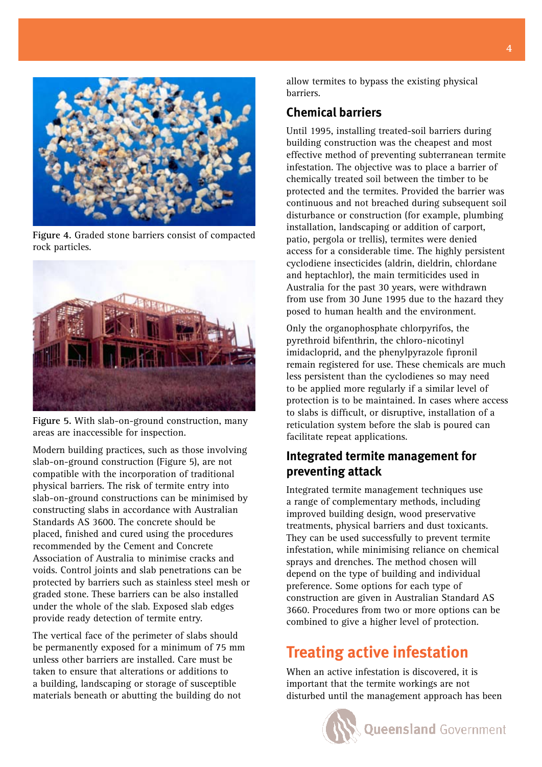Figure 4. Graded stone barriers consist of compacted rock particles.

Figure 5. With slab-on-ground construction, many areas are inaccessible for inspection.

Modern building practices, such as those involving slab-on-ground construction (Figure 5), are not compatible with the incorporation of traditional physical barriers. The risk of termite entry into slab-on-ground constructions can be minimised by constructing slabs in accordance with Australian Standards AS 3600. The concrete should be placed, finished and cured using the procedures recommended by the Cement and Concrete Association of Australia to minimise cracks and voids. Control joints and slab penetrations can be protected by barriers such as stainless steel mesh or graded stone. These barriers can be also installed under the whole of the slab. Exposed slab edges provide ready detection of termite entry.

The vertical face of the perimeter of slabs should be permanently exposed for a minimum of 75 mm unless other barriers are installed. Care must be taken to ensure that alterations or additions to a building, landscaping or storage of susceptible materials beneath or abutting the building do not allow termites to bypass the existing physical barriers.

### Chemical barriers

Until 1995, installing treated-soil barriers during building construction was the cheapest and most effective method of preventing subterranean termite infestation. The objective was to place a barrier of chemically treated soil between the timber to be protected and the termites. Provided the barrier was continuous and not breached during subsequent soil disturbance or construction (for example, plumbing installation, landscaping or addition of carport, patio, pergola or trellis), termites were denied access for a considerable time. The highly persistent cyclodiene insecticides (aldrin, dieldrin, chlordane and heptachlor), the main termiticides used in Australia for the past 30 years, were withdrawn from use from 30 June 1995 due to the hazard they posed to human health and the environment.

Only the organophosphate chlorpyrifos, the pyrethroid bifenthrin, the chloro-nicotinyl imidacloprid, and the phenylpyrazole fipronil remain registered for use. These chemicals are much less persistent than the cyclodienes so may need to be applied more regularly if a similar level of protection is to be maintained. In cases where access to slabs is difficult, or disruptive, installation of a reticulation system before the slab is poured can facilitate repeat applications.

### Integrated termite management for preventing attack

Integrated termite management techniques use a range of complementary methods, including improved building design, wood preservative treatments, physical barriers and dust toxicants. They can be used successfully to prevent termite infestation, while minimising reliance on chemical sprays and drenches. The method chosen will depend on the type of building and individual preference. Some options for each type of construction are given in Australian Standard AS 3660. Procedures from two or more options can be combined to give a higher level of protection.

## Treating active infestation

When an active infestation is discovered, it is important that the termite workings are not disturbed until the management approach has been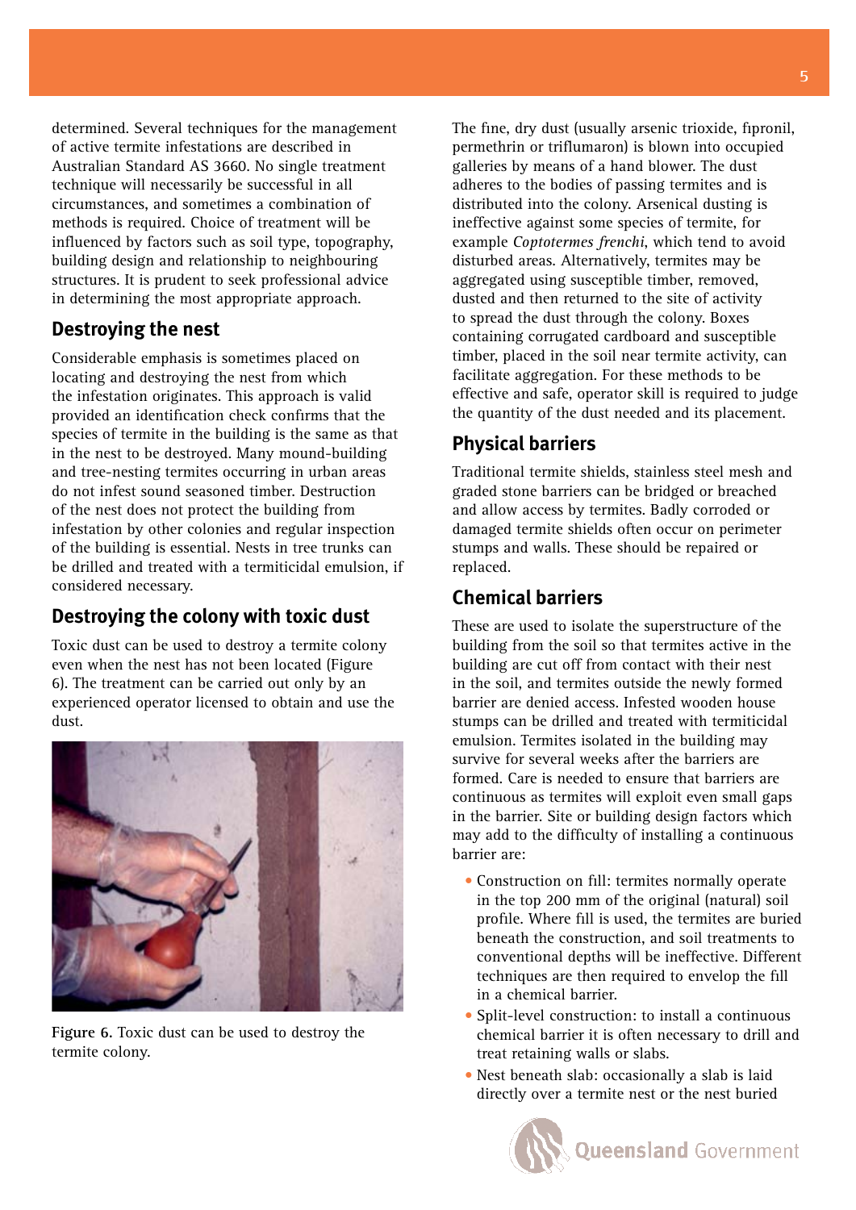determined. Several techniques for the management of active termite infestations are described in Australian Standard AS 3660. No single treatment technique will necessarily be successful in all circumstances, and sometimes a combination of methods is required. Choice of treatment will be influenced by factors such as soil type, topography, building design and relationship to neighbouring structures. It is prudent to seek professional advice in determining the most appropriate approach.

## Destroying the nest

Considerable emphasis is sometimes placed on locating and destroying the nest from which the infestation originates. This approach is valid provided an identification check confirms that the species of termite in the building is the same as that in the nest to be destroyed. Many mound-building and tree-nesting termites occurring in urban areas do not infest sound seasoned timber. Destruction of the nest does not protect the building from infestation by other colonies and regular inspection of the building is essential. Nests in tree trunks can be drilled and treated with a termiticidal emulsion, if considered necessary.

## Destroying the colony with toxic dust

Toxic dust can be used to destroy a termite colony even when the nest has not been located (Figure 6). The treatment can be carried out only by an experienced operator licensed to obtain and use the dust.

**Figure 6.** Toxic dust can be used to destroy the termite colony.

The fine, dry dust (usually arsenic trioxide, fipronil, permethrin or triflumaron) is blown into occupied galleries by means of a hand blower. The dust adheres to the bodies of passing termites and is distributed into the colony. Arsenical dusting is ineffective against some species of termite, for example *Coptotermes frenchi*, which tend to avoid disturbed areas. Alternatively, termites may be aggregated using susceptible timber, removed, dusted and then returned to the site of activity to spread the dust through the colony. Boxes containing corrugated cardboard and susceptible timber, placed in the soil near termite activity, can facilitate aggregation. For these methods to be effective and safe, operator skill is required to judge the quantity of the dust needed and its placement.

## Physical barriers

Traditional termite shields, stainless steel mesh and graded stone barriers can be bridged or breached and allow access by termites. Badly corroded or damaged termite shields often occur on perimeter stumps and walls. These should be repaired or replaced.

## Chemical barriers

These are used to isolate the superstructure of the building from the soil so that termites active in the building are cut off from contact with their nest in the soil, and termites outside the newly formed barrier are denied access. Infested wooden house stumps can be drilled and treated with termiticidal emulsion. Termites isolated in the building may survive for several weeks after the barriers are formed. Care is needed to ensure that barriers are continuous as termites will exploit even small gaps in the barrier. Site or building design factors which may add to the difficulty of installing a continuous barrier are:

- Construction on fill: termites normally operate in the top 200 mm of the original (natural) soil profile. Where fill is used, the termites are buried beneath the construction, and soil treatments to conventional depths will be ineffective. Different techniques are then required to envelop the fill in a chemical barrier.
- Split-level construction: to install a continuous chemical barrier it is often necessary to drill and treat retaining walls or slabs.
- Nest beneath slab: occasionally a slab is laid directly over a termite nest or the nest buried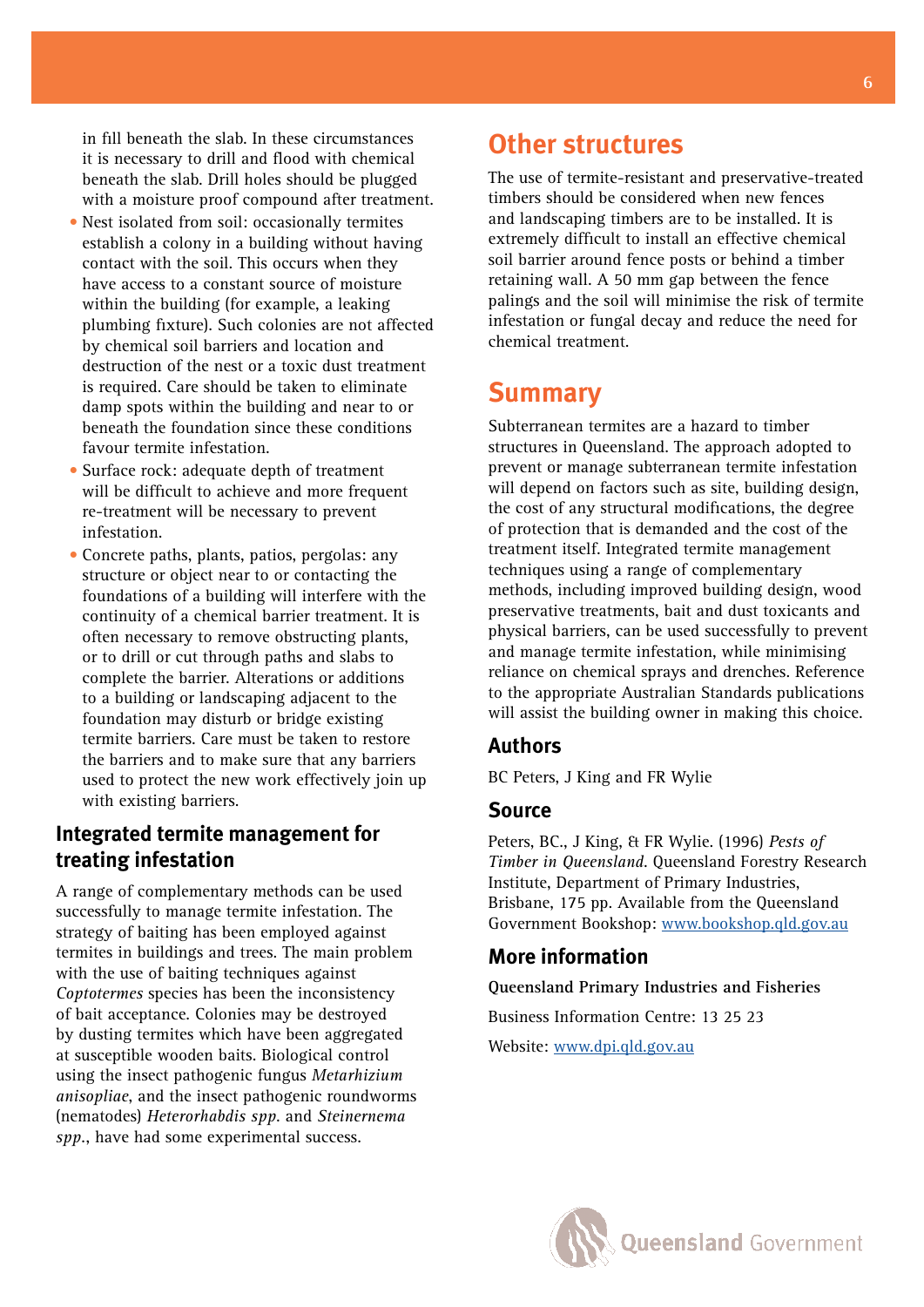in fill beneath the slab. In these circumstances it is necessary to drill and flood with chemical beneath the slab. Drill holes should be plugged with a moisture proof compound after treatment.

- Nest isolated from soil: occasionally termites establish a colony in a building without having contact with the soil. This occurs when they have access to a constant source of moisture within the building (for example, a leaking plumbing fixture). Such colonies are not affected by chemical soil barriers and location and destruction of the nest or a toxic dust treatment is required. Care should be taken to eliminate damp spots within the building and near to or beneath the foundation since these conditions favour termite infestation.
- Surface rock: adequate depth of treatment will be difficult to achieve and more frequent re-treatment will be necessary to prevent infestation.
- Concrete paths, plants, patios, pergolas: any structure or object near to or contacting the foundations of a building will interfere with the continuity of a chemical barrier treatment. It is often necessary to remove obstructing plants, or to drill or cut through paths and slabs to complete the barrier. Alterations or additions to a building or landscaping adjacent to the foundation may disturb or bridge existing termite barriers. Care must be taken to restore the barriers and to make sure that any barriers used to protect the new work effectively join up with existing barriers.

### Integrated termite management for treating infestation

A range of complementary methods can be used successfully to manage termite infestation. The strategy of baiting has been employed against termites in buildings and trees. The main problem with the use of baiting techniques against *Coptotermes* species has been the inconsistency of bait acceptance. Colonies may be destroyed by dusting termites which have been aggregated at susceptible wooden baits. Biological control using the insect pathogenic fungus *Metarhizium anisopliae*, and the insect pathogenic roundworms (nematodes) *Heterorhabdis spp.* and *Steinernema spp.*, have had some experimental success.

## Other structures

The use of termite-resistant and preservative-treated timbers should be considered when new fences and landscaping timbers are to be installed. It is extremely difficult to install an effective chemical soil barrier around fence posts or behind a timber retaining wall. A 50 mm gap between the fence palings and the soil will minimise the risk of termite infestation or fungal decay and reduce the need for chemical treatment.

## Summary

Subterranean termites are a hazard to timber structures in Queensland. The approach adopted to prevent or manage subterranean termite infestation will depend on factors such as site, building design, the cost of any structural modifications, the degree of protection that is demanded and the cost of the treatment itself. Integrated termite management techniques using a range of complementary methods, including improved building design, wood preservative treatments, bait and dust toxicants and physical barriers, can be used successfully to prevent and manage termite infestation, while minimising reliance on chemical sprays and drenches. Reference to the appropriate Australian Standards publications will assist the building owner in making this choice.

### Authors

BC Peters, J King and FR Wylie

### Source

Peters, BC., J King, & FR Wylie. (1996) *Pests of Timber in Queensland.* Queensland Forestry Research Institute, Department of Primary Industries, Brisbane, 175 pp. Available from the Queensland Government Bookshop: www.bookshop.qld.gov.au

### More information

**Queensland Primary Industries and Fisheries**

Business Information Centre: 13 25 23

Website: www.dpi.qld.gov.au

Queensland Government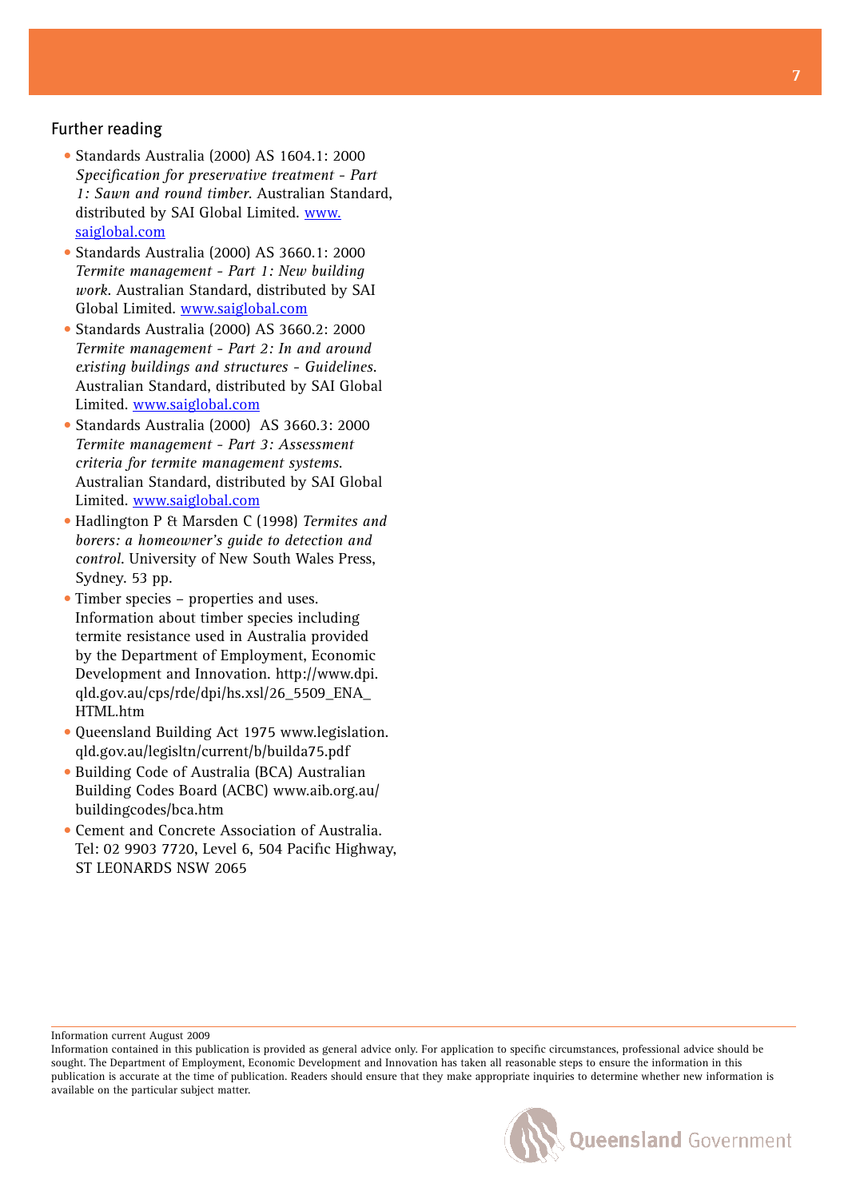## Further reading

- Standards Australia (2000) AS 1604.1: 2000 *Specification for preservative treatment - Part 1: Sawn and round timber.* Australian Standard, distributed by SAI Global Limited. www.saiglobal.com
- Standards Australia (2000) AS 3660.1: 2000 *Termite management - Part 1: New building work.* Australian Standard, distributed by SAI Global Limited. www.saiglobal.com
- Standards Australia (2000) AS 3660.2: 2000 *Termite management - Part 2: In and around existing buildings and structures - Guidelines.* Australian Standard, distributed by SAI Global Limited. www.saiglobal.com
- Standards Australia (2000) AS 3660.3: 2000 *Termite management - Part 3: Assessment criteria for termite management systems.* Australian Standard, distributed by SAI Global Limited. www.saiglobal.com
- Hadlington P & Marsden C (1998) *Termites and borers: a homeowner's guide to detection and control.* University of New South Wales Press, Sydney. 53 pp.
- Timber species – properties and uses. Information about timber species including termite resistance used in Australia provided by the Department of Employment, Economic Development and Innovation. http://www.dpi.qld.gov.au/cps/rde/dpi/hs.xsl/26_5509_ENA_HTML.htm
- Queensland Building Act 1975 www.legislation.qld.gov.au/legisltn/current/b/builda75.pdf
- Building Code of Australia (BCA) Australian Building Codes Board (ACBC) www.aib.org.au/buildingcodes/bca.htm
- Cement and Concrete Association of Australia. Tel: 02 9903 7720, Level 6, 504 Pacific Highway, ST LEONARDS NSW 2065

Information current August 2009

Information contained in this publication is provided as general advice only. For application to specific circumstances, professional advice should be sought. The Department of Employment, Economic Development and Innovation has taken all reasonable steps to ensure the information in this publication is accurate at the time of publication. Readers should ensure that they make appropriate inquiries to determine whether new information is available on the particular subject matter.

Queensland Government